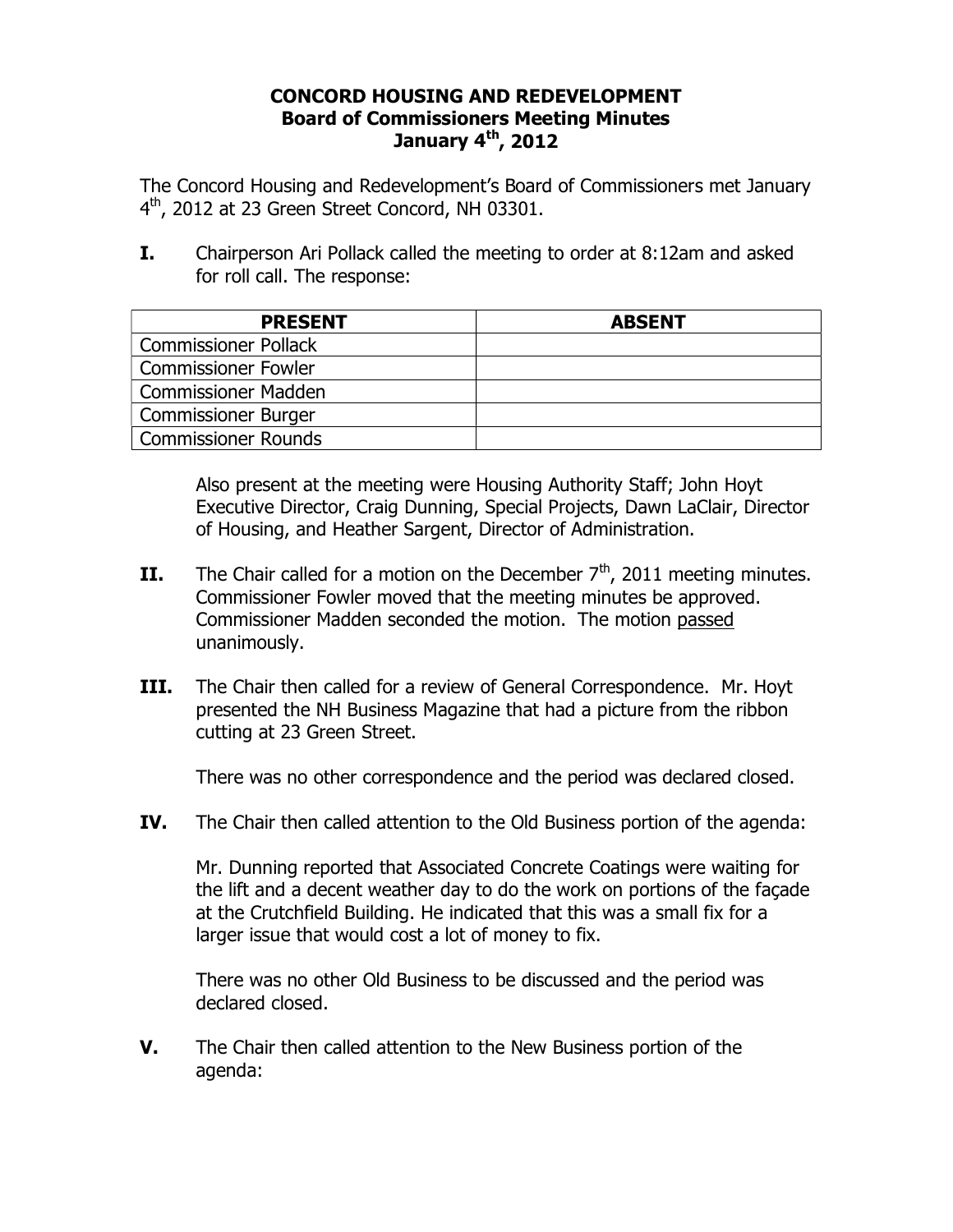**CONCORD HOUSING AND REDEVELOPMENT**
**Board of Commissioners Meeting Minutes**
**January 4th, 2012**

The Concord Housing and Redevelopment's Board of Commissioners met January 4th, 2012 at 23 Green Street Concord, NH 03301.

**I.** Chairperson Ari Pollack called the meeting to order at 8:12am and asked for roll call. The response:

| PRESENT | ABSENT |
|---|---|
| Commissioner Pollack | |
| Commissioner Fowler | |
| Commissioner Madden | |
| Commissioner Burger | |
| Commissioner Rounds | |

Also present at the meeting were Housing Authority Staff; John Hoyt Executive Director, Craig Dunning, Special Projects, Dawn LaClair, Director of Housing, and Heather Sargent, Director of Administration.

**II.** The Chair called for a motion on the December 7th, 2011 meeting minutes. Commissioner Fowler moved that the meeting minutes be approved. Commissioner Madden seconded the motion. The motion passed unanimously.

**III.** The Chair then called for a review of General Correspondence. Mr. Hoyt presented the NH Business Magazine that had a picture from the ribbon cutting at 23 Green Street.

There was no other correspondence and the period was declared closed.

**IV.** The Chair then called attention to the Old Business portion of the agenda:

Mr. Dunning reported that Associated Concrete Coatings were waiting for the lift and a decent weather day to do the work on portions of the façade at the Crutchfield Building. He indicated that this was a small fix for a larger issue that would cost a lot of money to fix.

There was no other Old Business to be discussed and the period was declared closed.

**V.** The Chair then called attention to the New Business portion of the agenda: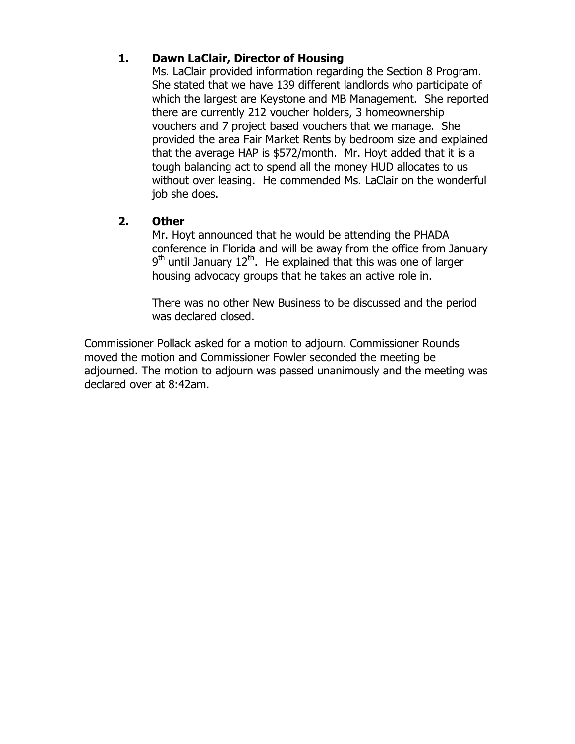1. **Dawn LaClair, Director of Housing**

   Ms. LaClair provided information regarding the Section 8 Program. She stated that we have 139 different landlords who participate of which the largest are Keystone and MB Management. She reported there are currently 212 voucher holders, 3 homeownership vouchers and 7 project based vouchers that we manage. She provided the area Fair Market Rents by bedroom size and explained that the average HAP is $572/month. Mr. Hoyt added that it is a tough balancing act to spend all the money HUD allocates to us without over leasing. He commended Ms. LaClair on the wonderful job she does.

2. **Other**

   Mr. Hoyt announced that he would be attending the PHADA conference in Florida and will be away from the office from January 9th until January 12th. He explained that this was one of larger housing advocacy groups that he takes an active role in.

   There was no other New Business to be discussed and the period was declared closed.

Commissioner Pollack asked for a motion to adjourn. Commissioner Rounds moved the motion and Commissioner Fowler seconded the meeting be adjourned. The motion to adjourn was passed unanimously and the meeting was declared over at 8:42am.